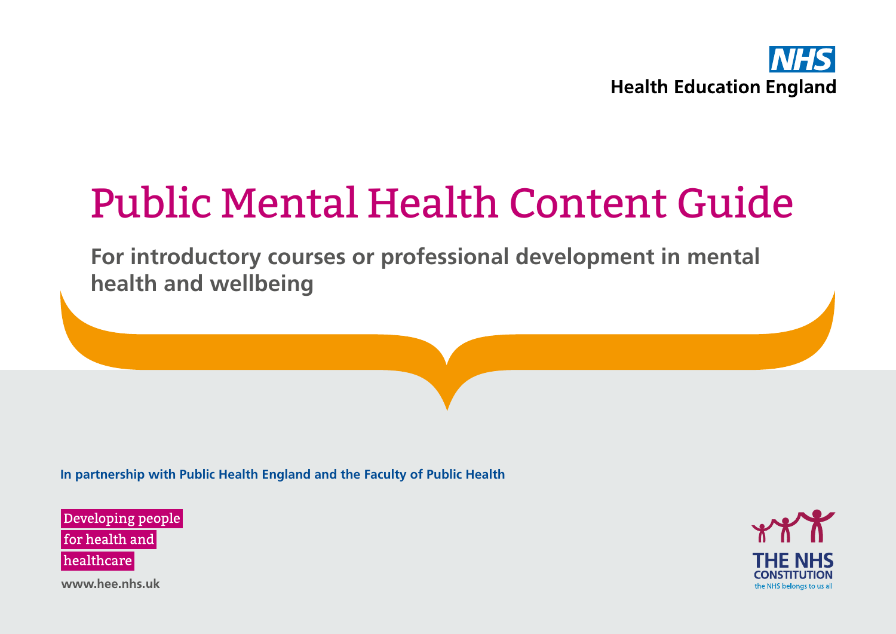NHS

Health Education England

# Public Mental Health Content Guide

**For introductory courses or professional development in mental health and wellbeing**

**In partnership with Public Health England and the Faculty of Public Health**

Developing people for health and healthcare

www.hee.nhs.uk

THE NHS CONSTITUTION

the NHS belongs to us all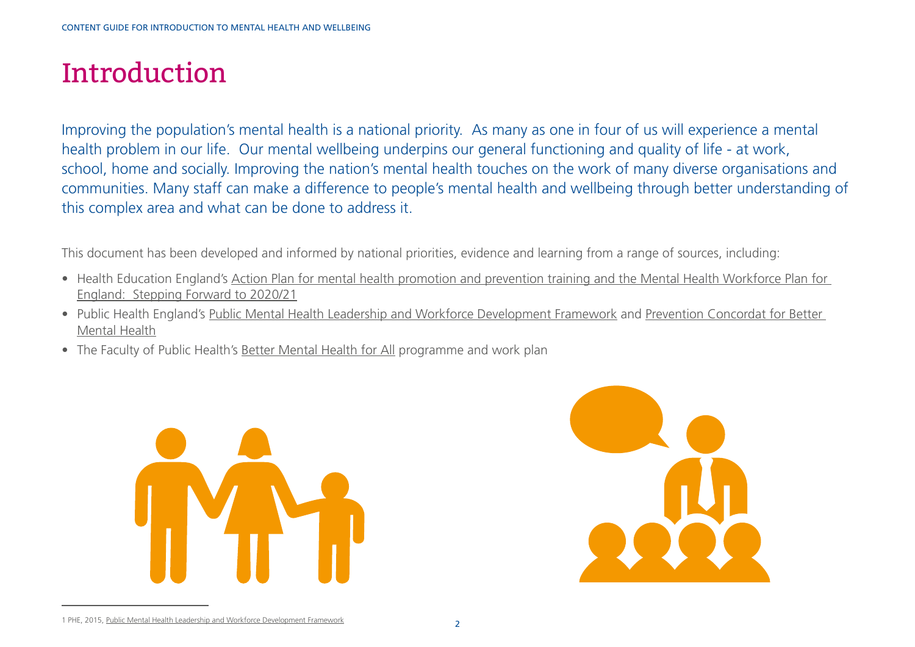# Introduction

Improving the population's mental health is a national priority. As many as one in four of us will experience a mental health problem in our life. Our mental wellbeing underpins our general functioning and quality of life - at work, school, home and socially. Improving the nation's mental health touches on the work of many diverse organisations and communities. Many staff can make a difference to people's mental health and wellbeing through better understanding of this complex area and what can be done to address it.

This document has been developed and informed by national priorities, evidence and learning from a range of sources, including:

- Health Education England's Action Plan for mental health promotion and prevention training and the Mental Health Workforce Plan for England: Stepping Forward to 2020/21
- Public Health England's Public Mental Health Leadership and Workforce Development Framework and Prevention Concordat for Better Mental Health
- The Faculty of Public Health's Better Mental Health for All programme and work plan

1 PHE, 2015, Public Mental Health Leadership and Workforce Development Framework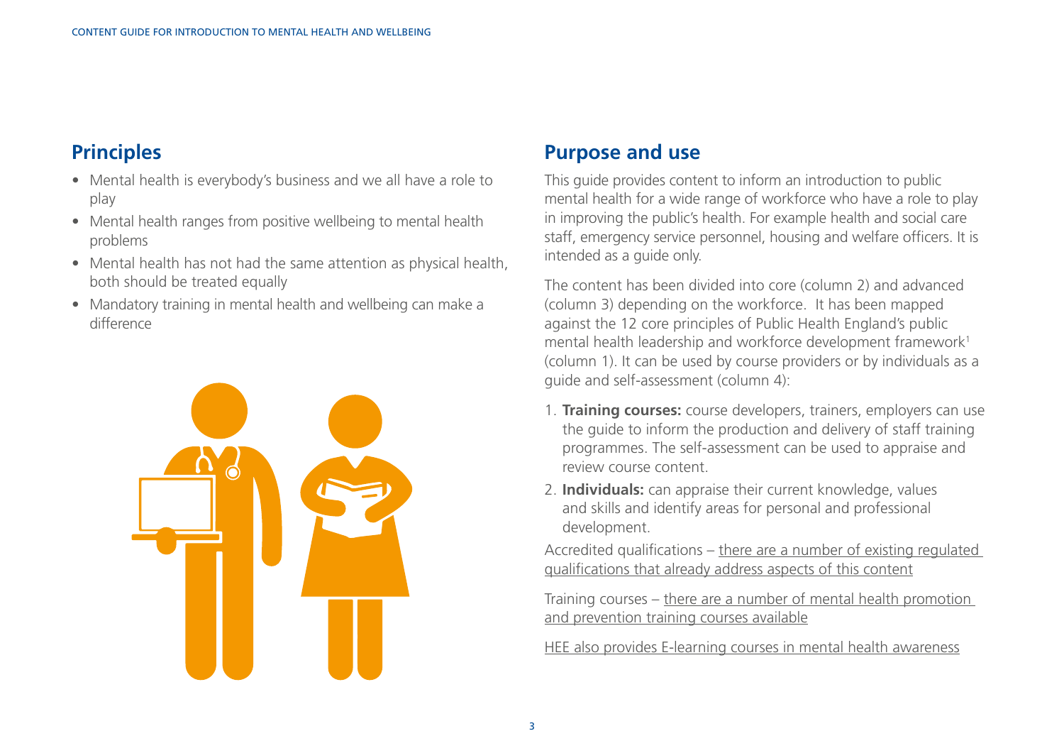## Principles

- Mental health is everybody's business and we all have a role to play
- Mental health ranges from positive wellbeing to mental health problems
- Mental health has not had the same attention as physical health, both should be treated equally
- Mandatory training in mental health and wellbeing can make a difference

## Purpose and use

This guide provides content to inform an introduction to public mental health for a wide range of workforce who have a role to play in improving the public's health. For example health and social care staff, emergency service personnel, housing and welfare officers. It is intended as a guide only.

The content has been divided into core (column 2) and advanced (column 3) depending on the workforce. It has been mapped against the 12 core principles of Public Health England's public mental health leadership and workforce development framework[1] (column 1). It can be used by course providers or by individuals as a guide and self-assessment (column 4):

1. **Training courses:** course developers, trainers, employers can use the guide to inform the production and delivery of staff training programmes. The self-assessment can be used to appraise and review course content.
2. **Individuals:** can appraise their current knowledge, values and skills and identify areas for personal and professional development.

Accredited qualifications – there are a number of existing regulated qualifications that already address aspects of this content

Training courses – there are a number of mental health promotion and prevention training courses available

HEE also provides E-learning courses in mental health awareness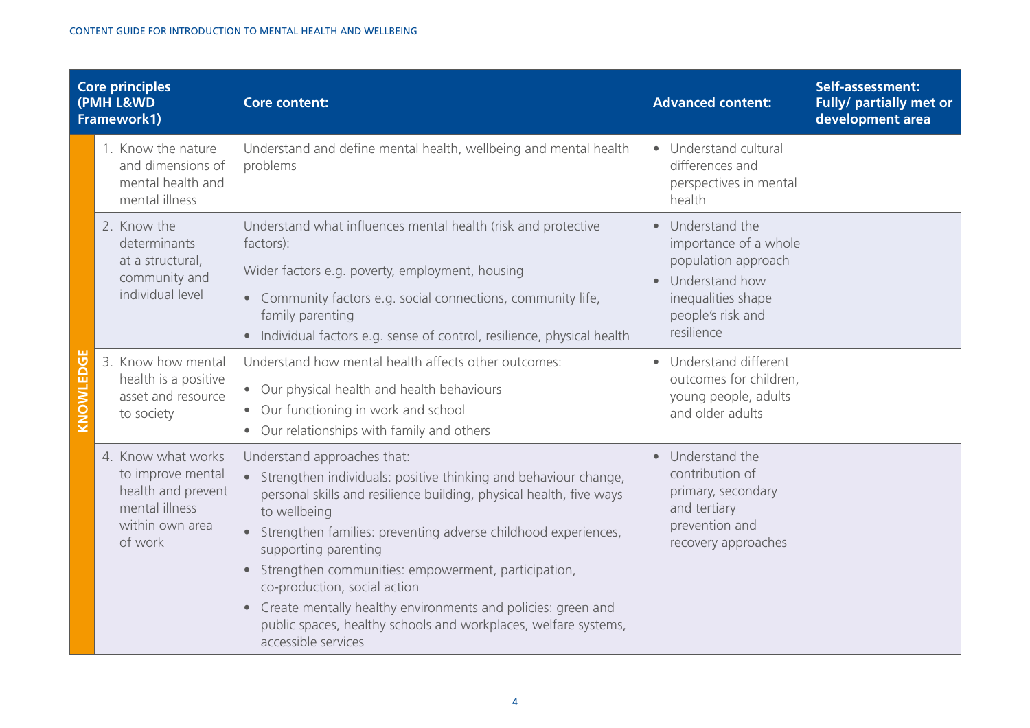| | Core principles (PMH L&WD Framework1) | Core content: | Advanced content: | Self-assessment: Fully/ partially met or development area |
|---|---|---|---|---|
| KNOWLEDGE | 1. Know the nature and dimensions of mental health and mental illness | Understand and define mental health, wellbeing and mental health problems | • Understand cultural differences and perspectives in mental health | |
| | 2. Know the determinants at a structural, community and individual level | Understand what influences mental health (risk and protective factors):<br>Wider factors e.g. poverty, employment, housing<br>• Community factors e.g. social connections, community life, family parenting<br>• Individual factors e.g. sense of control, resilience, physical health | • Understand the importance of a whole population approach<br>• Understand how inequalities shape people's risk and resilience | |
| | 3. Know how mental health is a positive asset and resource to society | Understand how mental health affects other outcomes:<br>• Our physical health and health behaviours<br>• Our functioning in work and school<br>• Our relationships with family and others | • Understand different outcomes for children, young people, adults and older adults | |
| | 4. Know what works to improve mental health and prevent mental illness within own area of work | Understand approaches that:<br>• Strengthen individuals: positive thinking and behaviour change, personal skills and resilience building, physical health, five ways to wellbeing<br>• Strengthen families: preventing adverse childhood experiences, supporting parenting<br>• Strengthen communities: empowerment, participation, co-production, social action<br>• Create mentally healthy environments and policies: green and public spaces, healthy schools and workplaces, welfare systems, accessible services | • Understand the contribution of primary, secondary and tertiary prevention and recovery approaches | |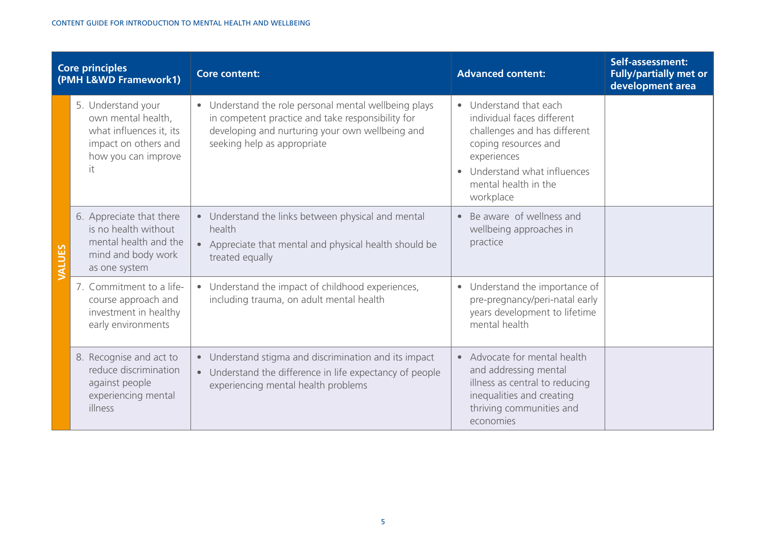| | Core principles (PMH L&WD Framework1) | Core content: | Advanced content: | Self-assessment: Fully/partially met or development area |
|---|---|---|---|---|
| VALUES | 5. Understand your own mental health, what influences it, its impact on others and how you can improve it | • Understand the role personal mental wellbeing plays in competent practice and take responsibility for developing and nurturing your own wellbeing and seeking help as appropriate | • Understand that each individual faces different challenges and has different coping resources and experiences<br>• Understand what influences mental health in the workplace | |
| | 6. Appreciate that there is no health without mental health and the mind and body work as one system | • Understand the links between physical and mental health<br>• Appreciate that mental and physical health should be treated equally | • Be aware of wellness and wellbeing approaches in practice | |
| | 7. Commitment to a life-course approach and investment in healthy early environments | • Understand the impact of childhood experiences, including trauma, on adult mental health | • Understand the importance of pre-pregnancy/peri-natal early years development to lifetime mental health | |
| | 8. Recognise and act to reduce discrimination against people experiencing mental illness | • Understand stigma and discrimination and its impact<br>• Understand the difference in life expectancy of people experiencing mental health problems | • Advocate for mental health and addressing mental illness as central to reducing inequalities and creating thriving communities and economies | |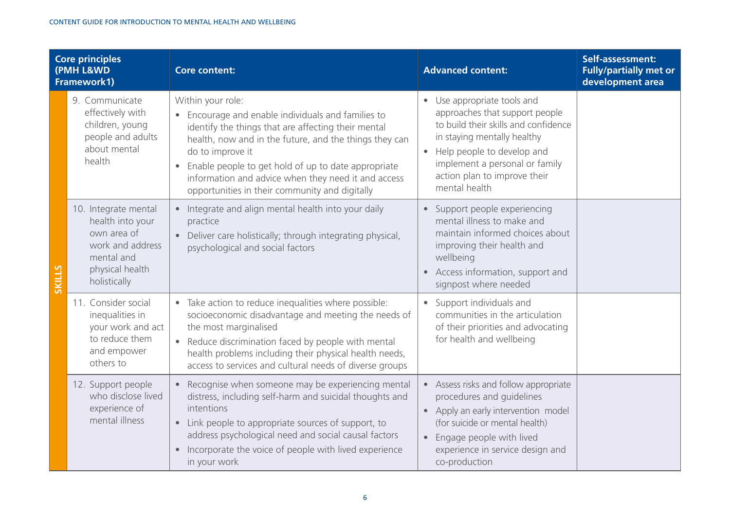| | Core principles (PMH L&WD Framework1) | Core content: | Advanced content: | Self-assessment: Fully/partially met or development area |
|---|---|---|---|---|
| SKILLS | 9. Communicate effectively with children, young people and adults about mental health | Within your role:<br>• Encourage and enable individuals and families to identify the things that are affecting their mental health, now and in the future, and the things they can do to improve it<br>• Enable people to get hold of up to date appropriate information and advice when they need it and access opportunities in their community and digitally | • Use appropriate tools and approaches that support people to build their skills and confidence in staying mentally healthy<br>• Help people to develop and implement a personal or family action plan to improve their mental health | |
| | 10. Integrate mental health into your own area of work and address mental and physical health holistically | • Integrate and align mental health into your daily practice<br>• Deliver care holistically; through integrating physical, psychological and social factors | • Support people experiencing mental illness to make and maintain informed choices about improving their health and wellbeing<br>• Access information, support and signpost where needed | |
| | 11. Consider social inequalities in your work and act to reduce them and empower others to | • Take action to reduce inequalities where possible: socioeconomic disadvantage and meeting the needs of the most marginalised<br>• Reduce discrimination faced by people with mental health problems including their physical health needs, access to services and cultural needs of diverse groups | • Support individuals and communities in the articulation of their priorities and advocating for health and wellbeing | |
| | 12. Support people who disclose lived experience of mental illness | • Recognise when someone may be experiencing mental distress, including self-harm and suicidal thoughts and intentions<br>• Link people to appropriate sources of support, to address psychological need and social causal factors<br>• Incorporate the voice of people with lived experience in your work | • Assess risks and follow appropriate procedures and guidelines<br>• Apply an early intervention model (for suicide or mental health)<br>• Engage people with lived experience in service design and co-production | |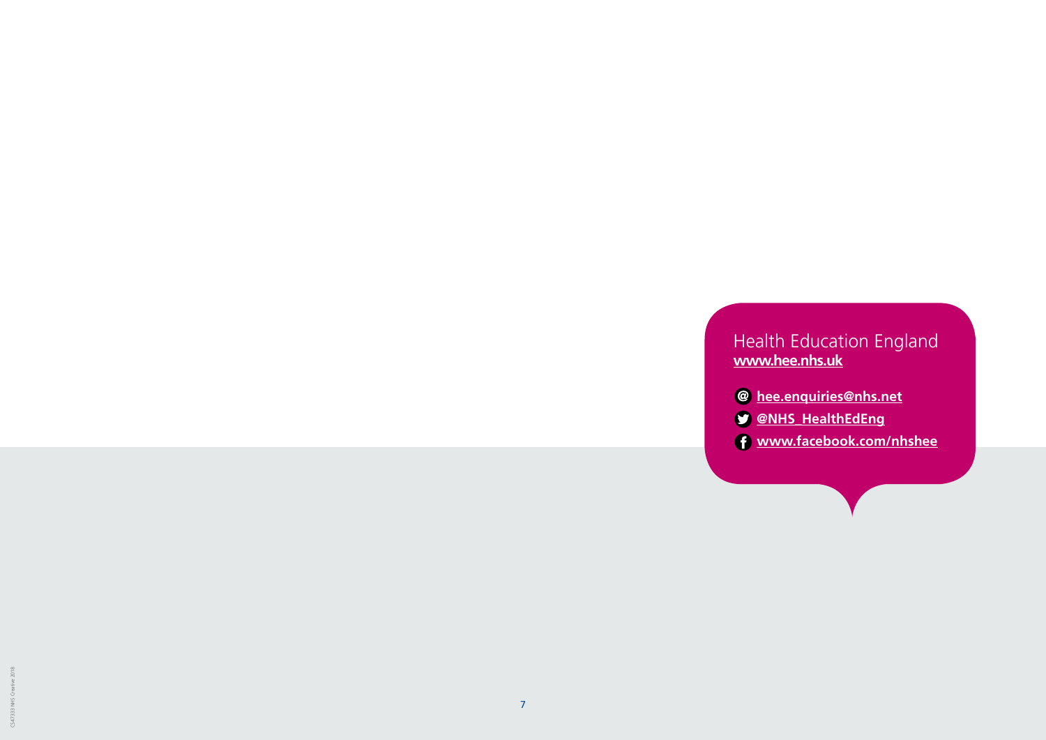Health Education England
**www.hee.nhs.uk**

**hee.enquiries@nhs.net**

**@NHS_HealthEdEng**

**www.facebook.com/nhshee**

CS47333 NHS Creative 2018